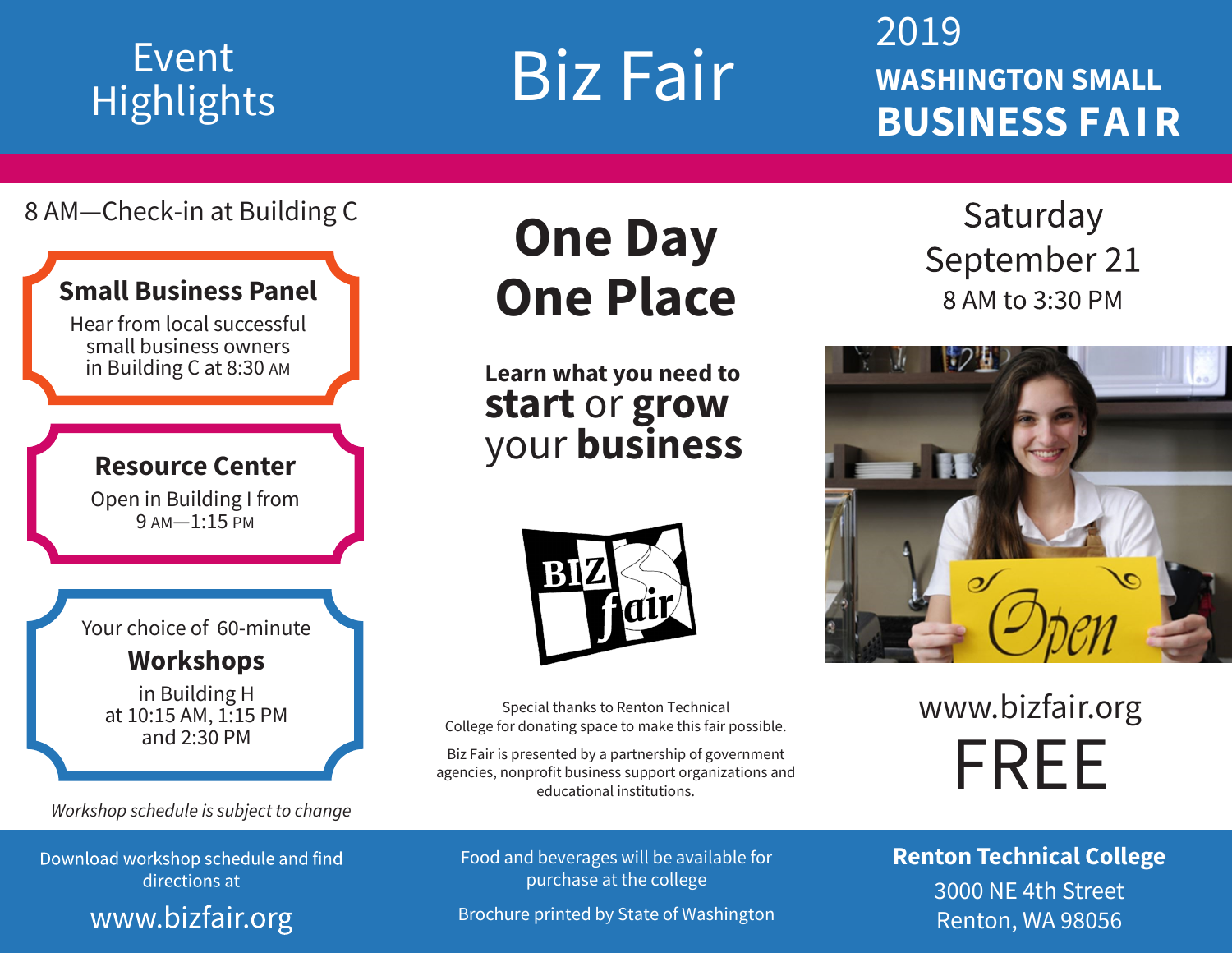# Event Highlights

8 AM—Check-in at Building C

### Small Business Panel

Hear from local successful small business owners in Building C at 8:30 AM

### Resource Center

Open in Building I from 9 AM—1:15 PM

Your choice of 60-minute

### Workshops

in Building H at 10:15 AM, 1:15 PM and 2:30 PM

*Workshop schedule is subject to change*

Download workshop schedule and find directions at

www.bizfair.org

# Biz Fair

## One Day One Place

**Learn what you need to start** or **grow** your **business**

BIZ fair

Special thanks to Renton Technical College for donating space to make this fair possible.

Biz Fair is presented by a partnership of government agencies, nonprofit business support organizations and educational institutions.

Food and beverages will be available for purchase at the college

Brochure printed by State of Washington

# 2019 WASHINGTON SMALL BUSINESS FAIR

Saturday September 21

8 AM to 3:30 PM

www.bizfair.org

FREE

**Renton Technical College**

3000 NE 4th Street
Renton, WA 98056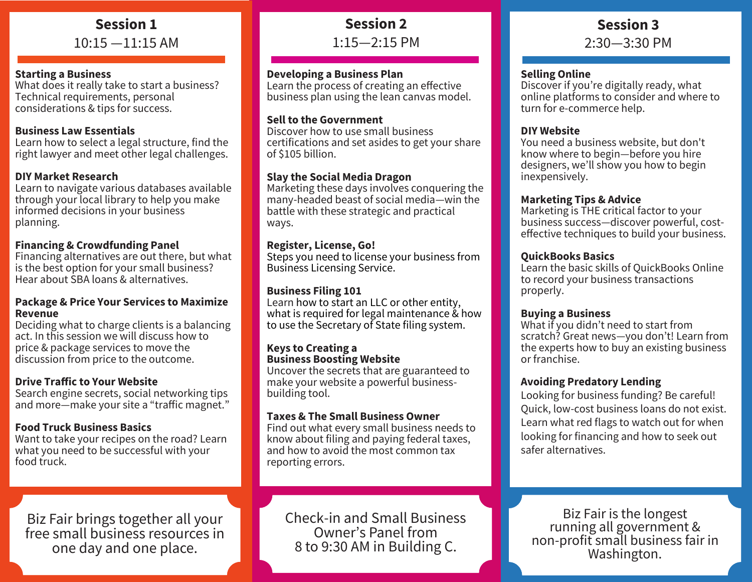## Session 1

10:15 —11:15 AM

**Starting a Business**
What does it really take to start a business? Technical requirements, personal considerations & tips for success.

**Business Law Essentials**
Learn how to select a legal structure, find the right lawyer and meet other legal challenges.

**DIY Market Research**
Learn to navigate various databases available through your local library to help you make informed decisions in your business planning.

**Financing & Crowdfunding Panel**
Financing alternatives are out there, but what is the best option for your small business? Hear about SBA loans & alternatives.

**Package & Price Your Services to Maximize Revenue**
Deciding what to charge clients is a balancing act. In this session we will discuss how to price & package services to move the discussion from price to the outcome.

**Drive Traffic to Your Website**
Search engine secrets, social networking tips and more—make your site a "traffic magnet."

**Food Truck Business Basics**
Want to take your recipes on the road? Learn what you need to be successful with your food truck.

Biz Fair brings together all your free small business resources in one day and one place.

## Session 2

1:15—2:15 PM

**Developing a Business Plan**
Learn the process of creating an effective business plan using the lean canvas model.

**Sell to the Government**
Discover how to use small business certifications and set asides to get your share of $105 billion.

**Slay the Social Media Dragon**
Marketing these days involves conquering the many-headed beast of social media—win the battle with these strategic and practical ways.

**Register, License, Go!**
Steps you need to license your business from Business Licensing Service.

**Business Filing 101**
Learn how to start an LLC or other entity, what is required for legal maintenance & how to use the Secretary of State filing system.

**Keys to Creating a Business Boosting Website**
Uncover the secrets that are guaranteed to make your website a powerful business-building tool.

**Taxes & The Small Business Owner**
Find out what every small business needs to know about filing and paying federal taxes, and how to avoid the most common tax reporting errors.

Check-in and Small Business Owner's Panel from 8 to 9:30 AM in Building C.

## Session 3

2:30—3:30 PM

**Selling Online**
Discover if you're digitally ready, what online platforms to consider and where to turn for e-commerce help.

**DIY Website**
You need a business website, but don't know where to begin—before you hire designers, we'll show you how to begin inexpensively.

**Marketing Tips & Advice**
Marketing is THE critical factor to your business success—discover powerful, cost-effective techniques to build your business.

**QuickBooks Basics**
Learn the basic skills of QuickBooks Online to record your business transactions properly.

**Buying a Business**
What if you didn't need to start from scratch? Great news—you don't! Learn from the experts how to buy an existing business or franchise.

**Avoiding Predatory Lending**
Looking for business funding? Be careful! Quick, low-cost business loans do not exist. Learn what red flags to watch out for when looking for financing and how to seek out safer alternatives.

Biz Fair is the longest running all government & non-profit small business fair in Washington.